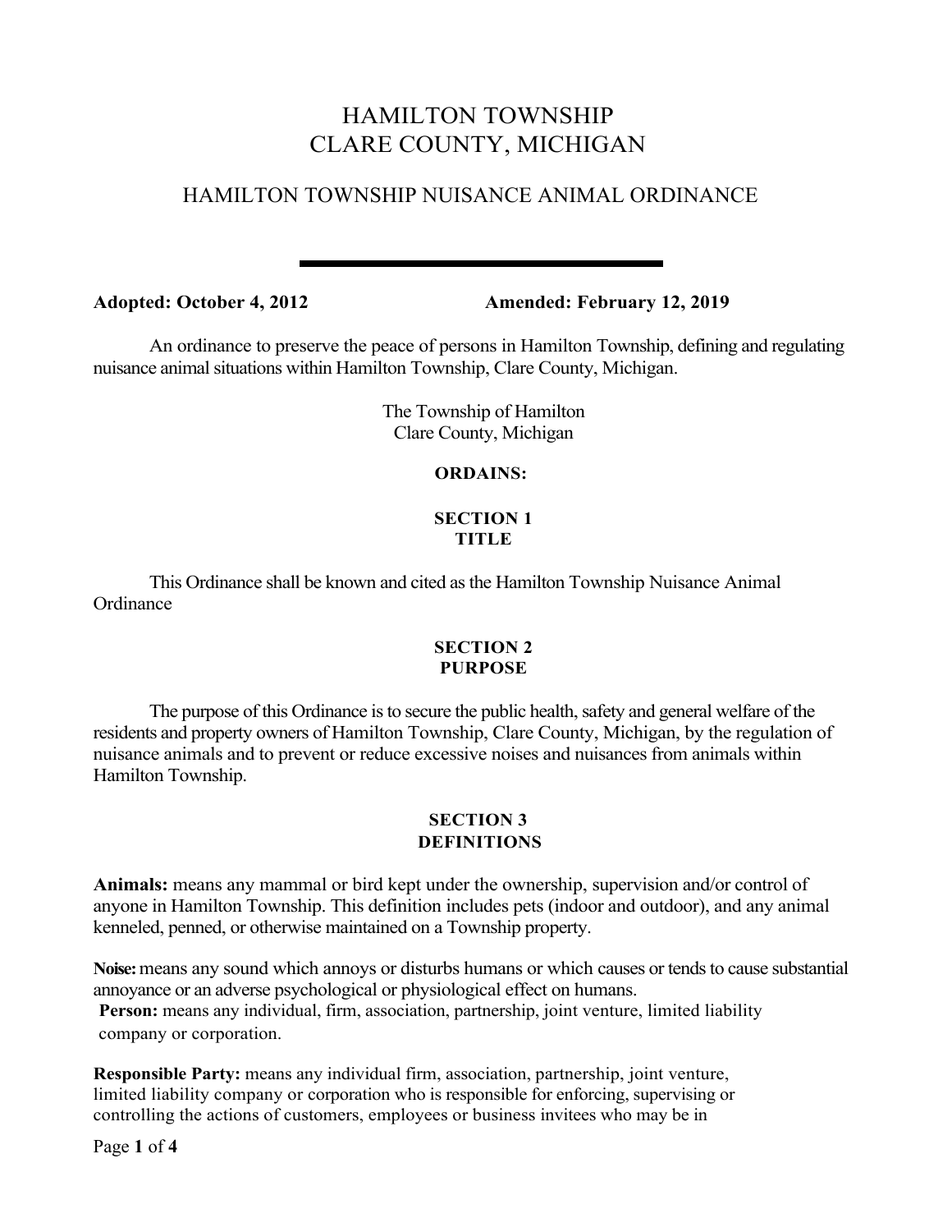# HAMILTON TOWNSHIP
# CLARE COUNTY, MICHIGAN

## HAMILTON TOWNSHIP NUISANCE ANIMAL ORDINANCE

---

**Adopted: October 4, 2012** **Amended: February 12, 2019**

An ordinance to preserve the peace of persons in Hamilton Township, defining and regulating nuisance animal situations within Hamilton Township, Clare County, Michigan.

The Township of Hamilton
Clare County, Michigan

**ORDAINS:**

### SECTION 1
### TITLE

This Ordinance shall be known and cited as the Hamilton Township Nuisance Animal Ordinance

### SECTION 2
### PURPOSE

The purpose of this Ordinance is to secure the public health, safety and general welfare of the residents and property owners of Hamilton Township, Clare County, Michigan, by the regulation of nuisance animals and to prevent or reduce excessive noises and nuisances from animals within Hamilton Township.

### SECTION 3
### DEFINITIONS

**Animals:** means any mammal or bird kept under the ownership, supervision and/or control of anyone in Hamilton Township. This definition includes pets (indoor and outdoor), and any animal kenneled, penned, or otherwise maintained on a Township property.

**Noise:** means any sound which annoys or disturbs humans or which causes or tends to cause substantial annoyance or an adverse psychological or physiological effect on humans.

**Person:** means any individual, firm, association, partnership, joint venture, limited liability company or corporation.

**Responsible Party:** means any individual firm, association, partnership, joint venture, limited liability company or corporation who is responsible for enforcing, supervising or controlling the actions of customers, employees or business invitees who may be in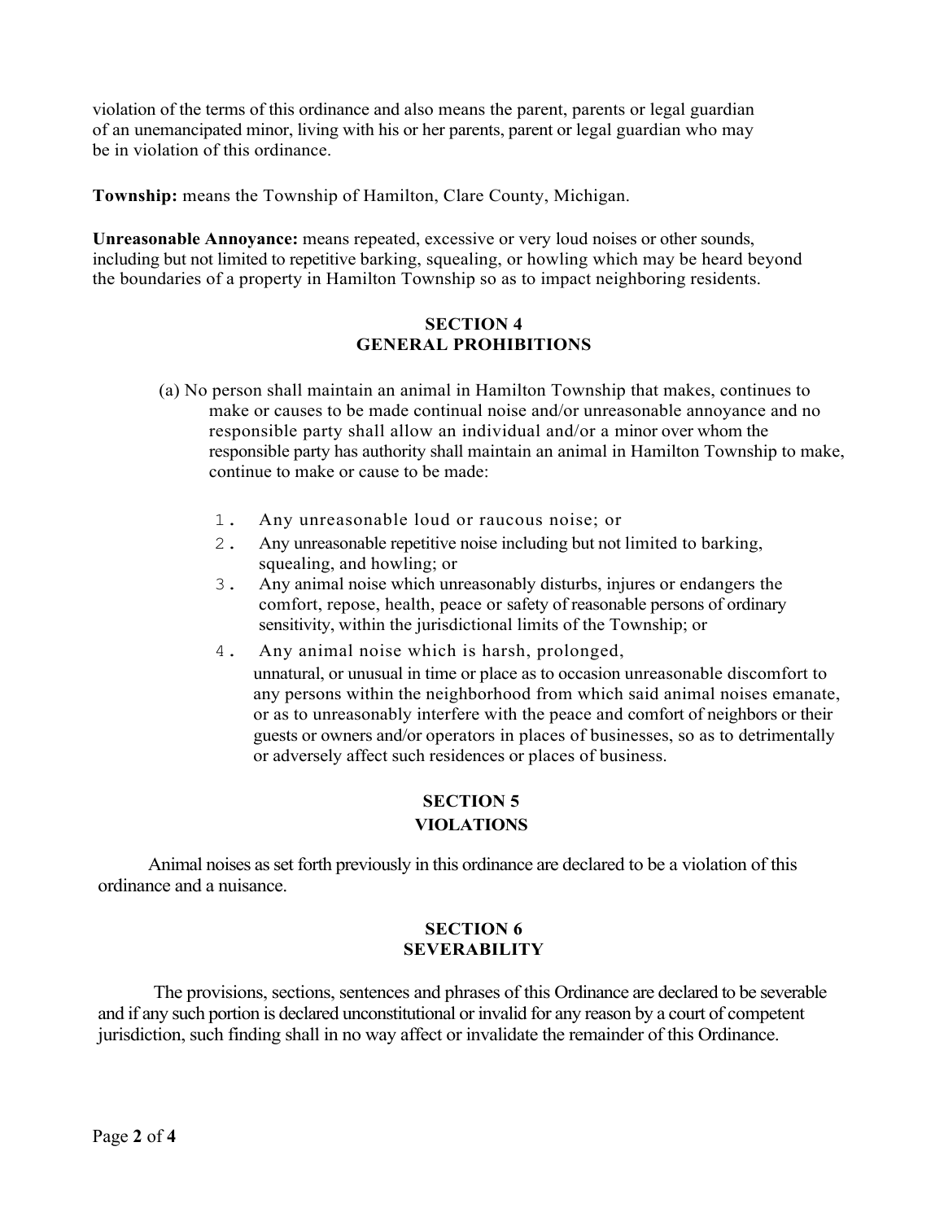violation of the terms of this ordinance and also means the parent, parents or legal guardian of an unemancipated minor, living with his or her parents, parent or legal guardian who may be in violation of this ordinance.

**Township:** means the Township of Hamilton, Clare County, Michigan.

**Unreasonable Annoyance:** means repeated, excessive or very loud noises or other sounds, including but not limited to repetitive barking, squealing, or howling which may be heard beyond the boundaries of a property in Hamilton Township so as to impact neighboring residents.

## SECTION 4
## GENERAL PROHIBITIONS

(a) No person shall maintain an animal in Hamilton Township that makes, continues to make or causes to be made continual noise and/or unreasonable annoyance and no responsible party shall allow an individual and/or a minor over whom the responsible party has authority shall maintain an animal in Hamilton Township to make, continue to make or cause to be made:

1. Any unreasonable loud or raucous noise; or
2. Any unreasonable repetitive noise including but not limited to barking, squealing, and howling; or
3. Any animal noise which unreasonably disturbs, injures or endangers the comfort, repose, health, peace or safety of reasonable persons of ordinary sensitivity, within the jurisdictional limits of the Township; or
4. Any animal noise which is harsh, prolonged, unnatural, or unusual in time or place as to occasion unreasonable discomfort to any persons within the neighborhood from which said animal noises emanate, or as to unreasonably interfere with the peace and comfort of neighbors or their guests or owners and/or operators in places of businesses, so as to detrimentally or adversely affect such residences or places of business.

## SECTION 5
## VIOLATIONS

Animal noises as set forth previously in this ordinance are declared to be a violation of this ordinance and a nuisance.

## SECTION 6
## SEVERABILITY

The provisions, sections, sentences and phrases of this Ordinance are declared to be severable and if any such portion is declared unconstitutional or invalid for any reason by a court of competent jurisdiction, such finding shall in no way affect or invalidate the remainder of this Ordinance.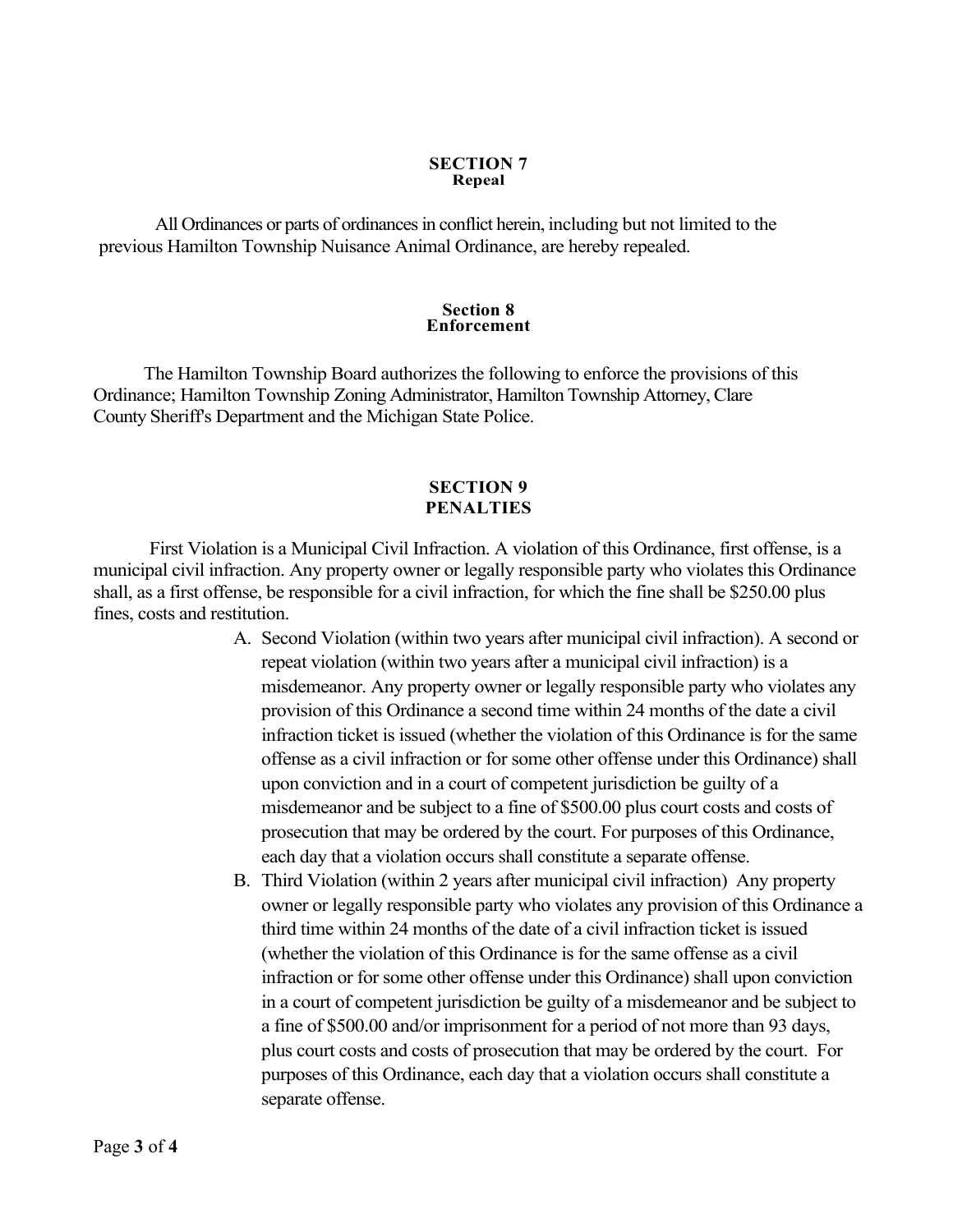## SECTION 7
### Repeal

All Ordinances or parts of ordinances in conflict herein, including but not limited to the previous Hamilton Township Nuisance Animal Ordinance, are hereby repealed.

## Section 8
### Enforcement

The Hamilton Township Board authorizes the following to enforce the provisions of this Ordinance; Hamilton Township Zoning Administrator, Hamilton Township Attorney, Clare County Sheriff's Department and the Michigan State Police.

## SECTION 9
### PENALTIES

First Violation is a Municipal Civil Infraction. A violation of this Ordinance, first offense, is a municipal civil infraction. Any property owner or legally responsible party who violates this Ordinance shall, as a first offense, be responsible for a civil infraction, for which the fine shall be $250.00 plus fines, costs and restitution.

A. Second Violation (within two years after municipal civil infraction). A second or repeat violation (within two years after a municipal civil infraction) is a misdemeanor. Any property owner or legally responsible party who violates any provision of this Ordinance a second time within 24 months of the date a civil infraction ticket is issued (whether the violation of this Ordinance is for the same offense as a civil infraction or for some other offense under this Ordinance) shall upon conviction and in a court of competent jurisdiction be guilty of a misdemeanor and be subject to a fine of $500.00 plus court costs and costs of prosecution that may be ordered by the court. For purposes of this Ordinance, each day that a violation occurs shall constitute a separate offense.

B. Third Violation (within 2 years after municipal civil infraction) Any property owner or legally responsible party who violates any provision of this Ordinance a third time within 24 months of the date of a civil infraction ticket is issued (whether the violation of this Ordinance is for the same offense as a civil infraction or for some other offense under this Ordinance) shall upon conviction in a court of competent jurisdiction be guilty of a misdemeanor and be subject to a fine of $500.00 and/or imprisonment for a period of not more than 93 days, plus court costs and costs of prosecution that may be ordered by the court. For purposes of this Ordinance, each day that a violation occurs shall constitute a separate offense.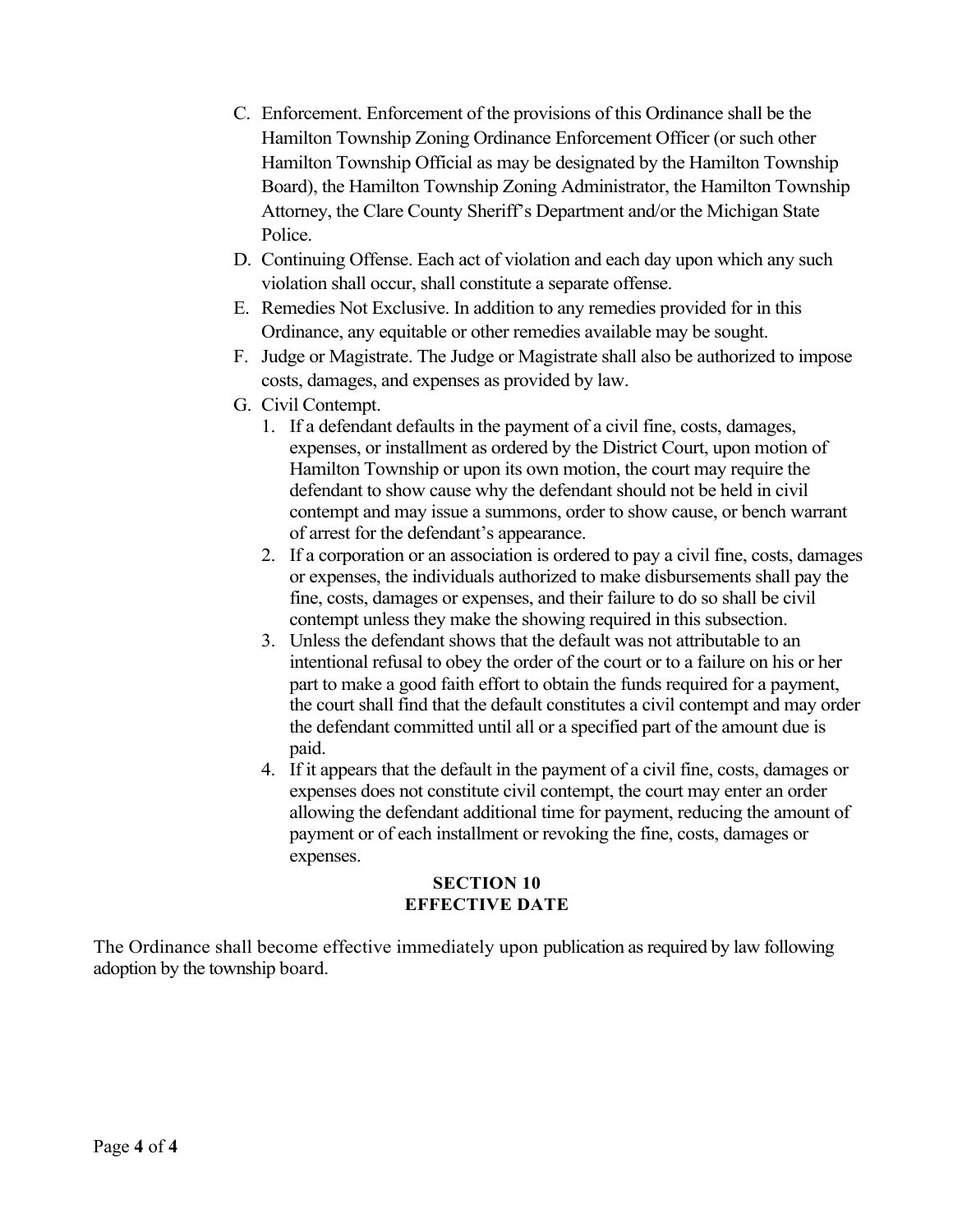C. Enforcement. Enforcement of the provisions of this Ordinance shall be the Hamilton Township Zoning Ordinance Enforcement Officer (or such other Hamilton Township Official as may be designated by the Hamilton Township Board), the Hamilton Township Zoning Administrator, the Hamilton Township Attorney, the Clare County Sheriff's Department and/or the Michigan State Police.

D. Continuing Offense. Each act of violation and each day upon which any such violation shall occur, shall constitute a separate offense.

E. Remedies Not Exclusive. In addition to any remedies provided for in this Ordinance, any equitable or other remedies available may be sought.

F. Judge or Magistrate. The Judge or Magistrate shall also be authorized to impose costs, damages, and expenses as provided by law.

G. Civil Contempt.

1. If a defendant defaults in the payment of a civil fine, costs, damages, expenses, or installment as ordered by the District Court, upon motion of Hamilton Township or upon its own motion, the court may require the defendant to show cause why the defendant should not be held in civil contempt and may issue a summons, order to show cause, or bench warrant of arrest for the defendant's appearance.
2. If a corporation or an association is ordered to pay a civil fine, costs, damages or expenses, the individuals authorized to make disbursements shall pay the fine, costs, damages or expenses, and their failure to do so shall be civil contempt unless they make the showing required in this subsection.
3. Unless the defendant shows that the default was not attributable to an intentional refusal to obey the order of the court or to a failure on his or her part to make a good faith effort to obtain the funds required for a payment, the court shall find that the default constitutes a civil contempt and may order the defendant committed until all or a specified part of the amount due is paid.
4. If it appears that the default in the payment of a civil fine, costs, damages or expenses does not constitute civil contempt, the court may enter an order allowing the defendant additional time for payment, reducing the amount of payment or of each installment or revoking the fine, costs, damages or expenses.

## SECTION 10
## EFFECTIVE DATE

The Ordinance shall become effective immediately upon publication as required by law following adoption by the township board.